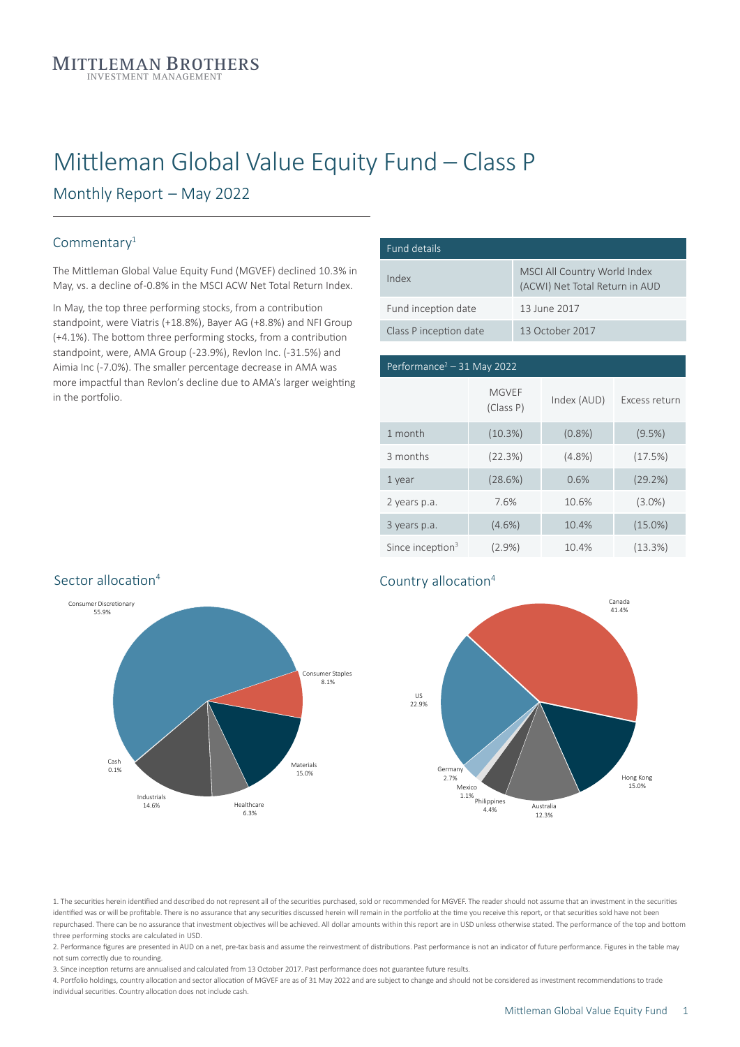MITTLEMAN BROTHERS
INVESTMENT MANAGEMENT

# Mittleman Global Value Equity Fund – Class P

## Monthly Report – May 2022

### Commentary[1]

The Mittleman Global Value Equity Fund (MGVEF) declined 10.3% in May, vs. a decline of-0.8% in the MSCI ACW Net Total Return Index.

In May, the top three performing stocks, from a contribution standpoint, were Viatris (+18.8%), Bayer AG (+8.8%) and NFI Group (+4.1%). The bottom three performing stocks, from a contribution standpoint, were, AMA Group (-23.9%), Revlon Inc. (-31.5%) and Aimia Inc (-7.0%). The smaller percentage decrease in AMA was more impactful than Revlon's decline due to AMA's larger weighting in the portfolio.

| Fund details | |
|---|---|
| Index | MSCI All Country World Index (ACWI) Net Total Return in AUD |
| Fund inception date | 13 June 2017 |
| Class P inception date | 13 October 2017 |

| Performance[2] – 31 May 2022 | MGVEF (Class P) | Index (AUD) | Excess return |
|---|---|---|---|
| 1 month | (10.3%) | (0.8%) | (9.5%) |
| 3 months | (22.3%) | (4.8%) | (17.5%) |
| 1 year | (28.6%) | 0.6% | (29.2%) |
| 2 years p.a. | 7.6% | 10.6% | (3.0%) |
| 3 years p.a. | (4.6%) | 10.4% | (15.0%) |
| Since inception[3] | (2.9%) | 10.4% | (13.3%) |

### Sector allocation[4]

| Sector | Allocation |
|---|---|
| Consumer Discretionary | 55.9% |
| Consumer Staples | 8.1% |
| Materials | 15.0% |
| Healthcare | 6.3% |
| Industrials | 14.6% |
| Cash | 0.1% |

### Country allocation[4]

| Country | Allocation |
|---|---|
| Canada | 41.4% |
| Hong Kong | 15.0% |
| Australia | 12.3% |
| Philippines | 4.4% |
| Mexico | 1.1% |
| Germany | 2.7% |
| US | 22.9% |

1. The securities herein identified and described do not represent all of the securities purchased, sold or recommended for MGVEF. The reader should not assume that an investment in the securities identified was or will be profitable. There is no assurance that any securities discussed herein will remain in the portfolio at the time you receive this report, or that securities sold have not been repurchased. There can be no assurance that investment objectives will be achieved. All dollar amounts within this report are in USD unless otherwise stated. The performance of the top and bottom three performing stocks are calculated in USD.

2. Performance figures are presented in AUD on a net, pre-tax basis and assume the reinvestment of distributions. Past performance is not an indicator of future performance. Figures in the table may not sum correctly due to rounding.

3. Since inception returns are annualised and calculated from 13 October 2017. Past performance does not guarantee future results.

4. Portfolio holdings, country allocation and sector allocation of MGVEF are as of 31 May 2022 and are subject to change and should not be considered as investment recommendations to trade individual securities. Country allocation does not include cash.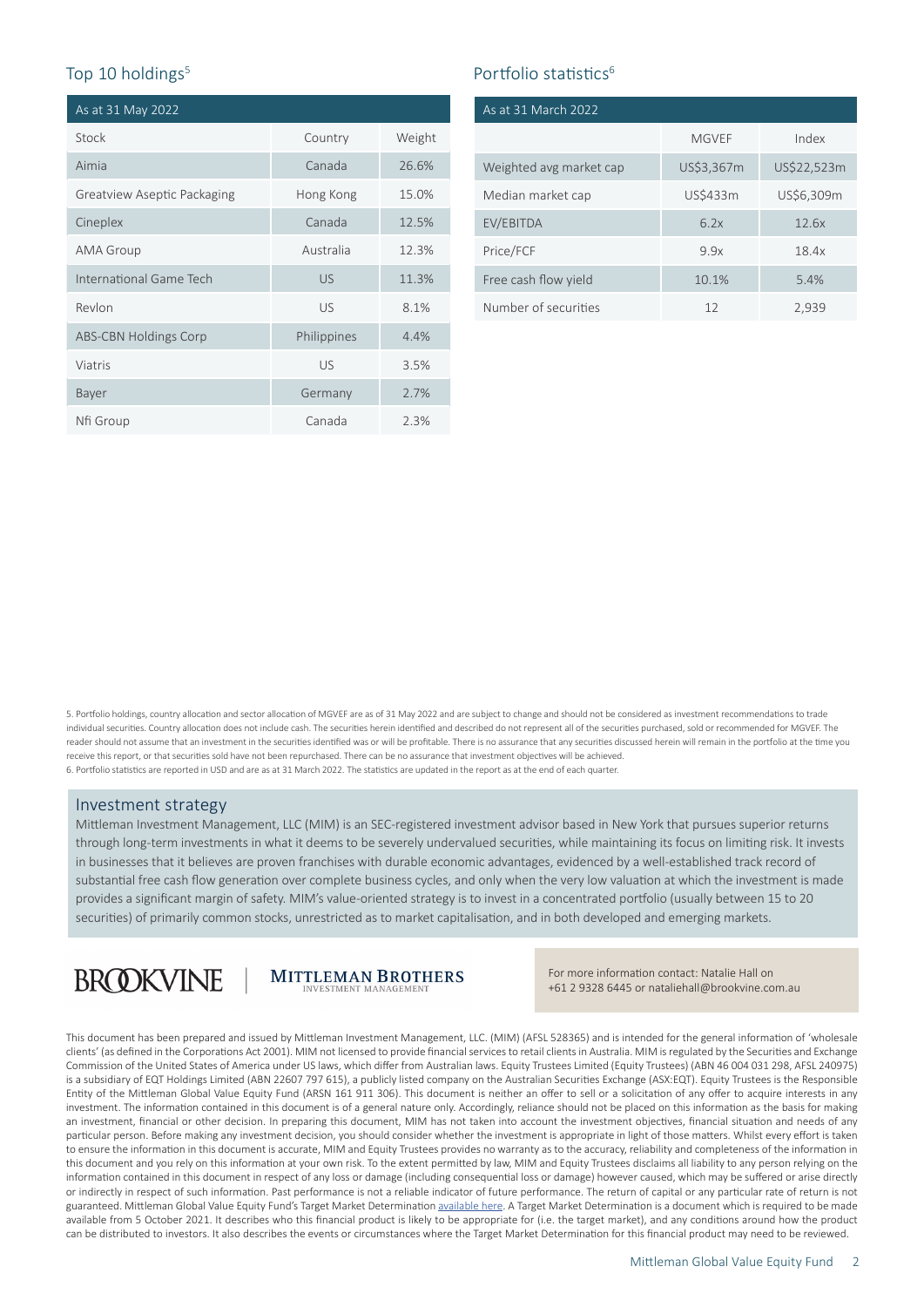## Top 10 holdings[5]

| As at 31 May 2022 | | |
|---|---|---|
| Stock | Country | Weight |
| Aimia | Canada | 26.6% |
| Greatview Aseptic Packaging | Hong Kong | 15.0% |
| Cineplex | Canada | 12.5% |
| AMA Group | Australia | 12.3% |
| International Game Tech | US | 11.3% |
| Revlon | US | 8.1% |
| ABS-CBN Holdings Corp | Philippines | 4.4% |
| Viatris | US | 3.5% |
| Bayer | Germany | 2.7% |
| Nfi Group | Canada | 2.3% |

## Portfolio statistics[6]

| As at 31 March 2022 | | |
|---|---|---|
| | MGVEF | Index |
| Weighted avg market cap | US$3,367m | US$22,523m |
| Median market cap | US$433m | US$6,309m |
| EV/EBITDA | 6.2x | 12.6x |
| Price/FCF | 9.9x | 18.4x |
| Free cash flow yield | 10.1% | 5.4% |
| Number of securities | 12 | 2,939 |

5. Portfolio holdings, country allocation and sector allocation of MGVEF are as of 31 May 2022 and are subject to change and should not be considered as investment recommendations to trade individual securities. Country allocation does not include cash. The securities herein identified and described do not represent all of the securities purchased, sold or recommended for MGVEF. The reader should not assume that an investment in the securities identified was or will be profitable. There is no assurance that any securities discussed herein will remain in the portfolio at the time you receive this report, or that securities sold have not been repurchased. There can be no assurance that investment objectives will be achieved.
6. Portfolio statistics are reported in USD and are as at 31 March 2022. The statistics are updated in the report as at the end of each quarter.

## Investment strategy

Mittleman Investment Management, LLC (MIM) is an SEC-registered investment advisor based in New York that pursues superior returns through long-term investments in what it deems to be severely undervalued securities, while maintaining its focus on limiting risk. It invests in businesses that it believes are proven franchises with durable economic advantages, evidenced by a well-established track record of substantial free cash flow generation over complete business cycles, and only when the very low valuation at which the investment is made provides a significant margin of safety. MIM's value-oriented strategy is to invest in a concentrated portfolio (usually between 15 to 20 securities) of primarily common stocks, unrestricted as to market capitalisation, and in both developed and emerging markets.

BROOKVINE | MITTLEMAN BROTHERS INVESTMENT MANAGEMENT

For more information contact: Natalie Hall on +61 2 9328 6445 or nataliehall@brookvine.com.au

This document has been prepared and issued by Mittleman Investment Management, LLC. (MIM) (AFSL 528365) and is intended for the general information of 'wholesale clients' (as defined in the Corporations Act 2001). MIM not licensed to provide financial services to retail clients in Australia. MIM is regulated by the Securities and Exchange Commission of the United States of America under US laws, which differ from Australian laws. Equity Trustees Limited (Equity Trustees) (ABN 46 004 031 298, AFSL 240975) is a subsidiary of EQT Holdings Limited (ABN 22607 797 615), a publicly listed company on the Australian Securities Exchange (ASX:EQT). Equity Trustees is the Responsible Entity of the Mittleman Global Value Equity Fund (ARSN 161 911 306). This document is neither an offer to sell or a solicitation of any offer to acquire interests in any investment. The information contained in this document is of a general nature only. Accordingly, reliance should not be placed on this information as the basis for making an investment, financial or other decision. In preparing this document, MIM has not taken into account the investment objectives, financial situation and needs of any particular person. Before making any investment decision, you should consider whether the investment is appropriate in light of those matters. Whilst every effort is taken to ensure the information in this document is accurate, MIM and Equity Trustees provides no warranty as to the accuracy, reliability and completeness of the information in this document and you rely on this information at your own risk. To the extent permitted by law, MIM and Equity Trustees disclaims all liability to any person relying on the information contained in this document in respect of any loss or damage (including consequential loss or damage) however caused, which may be suffered or arise directly or indirectly in respect of such information. Past performance is not a reliable indicator of future performance. The return of capital or any particular rate of return is not guaranteed. Mittleman Global Value Equity Fund's Target Market Determination available here. A Target Market Determination is a document which is required to be made available from 5 October 2021. It describes who this financial product is likely to be appropriate for (i.e. the target market), and any conditions around how the product can be distributed to investors. It also describes the events or circumstances where the Target Market Determination for this financial product may need to be reviewed.